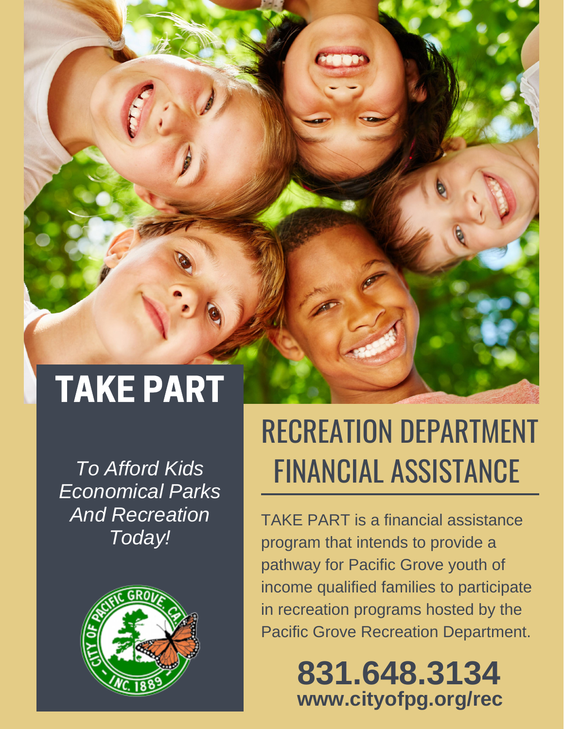# TAKE PART

*To Afford Kids Economical Parks And Recreation Today!*

## RECREATION DEPARTMENT FINANCIAL ASSISTANCE

TAKE PART is a financial assistance program that intends to provide a pathway for Pacific Grove youth of income qualified families to participate in recreation programs hosted by the Pacific Grove Recreation Department.

**831.648.3134**
**www.cityofpg.org/rec**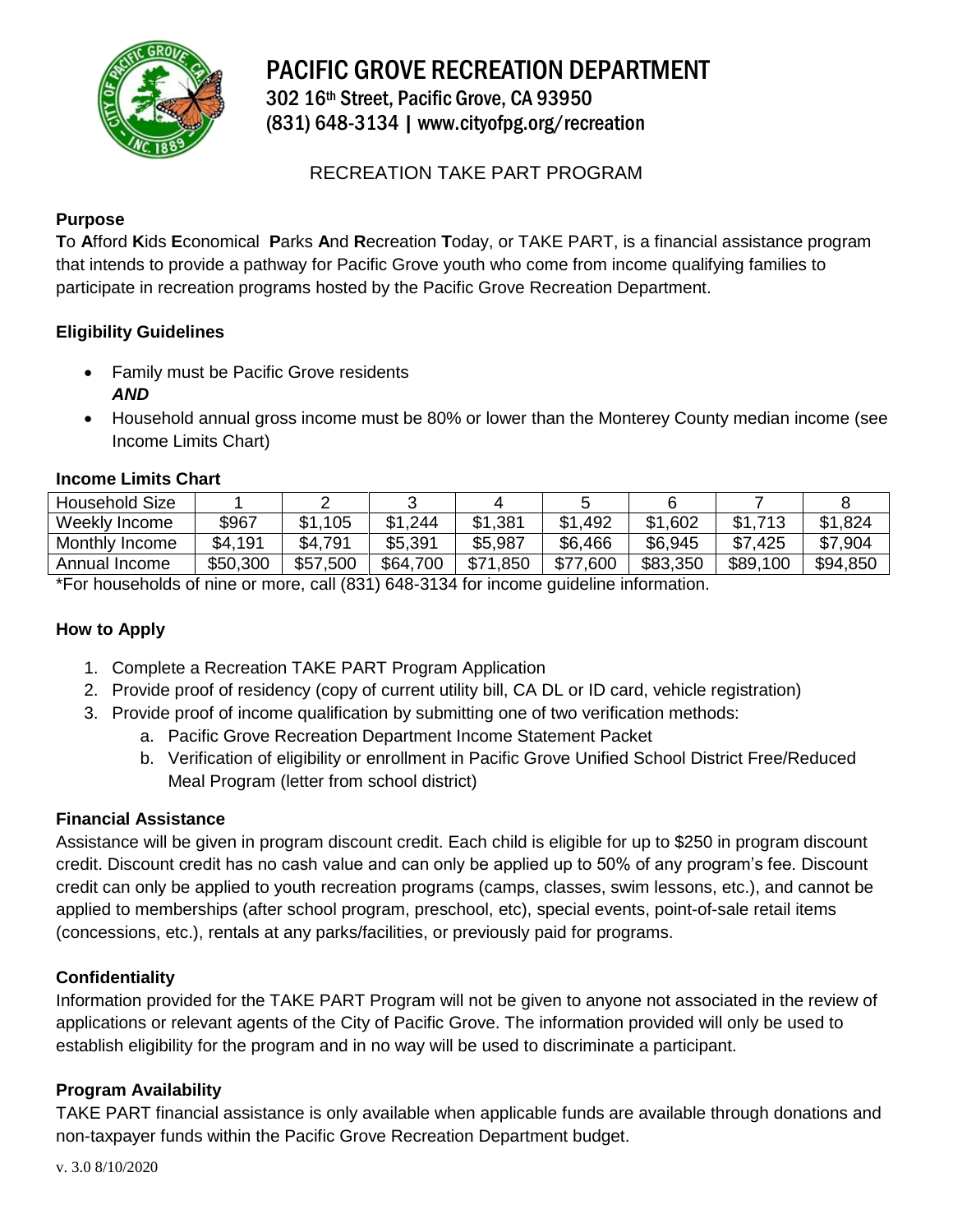# PACIFIC GROVE RECREATION DEPARTMENT

302 16th Street, Pacific Grove, CA 93950
(831) 648-3134 | www.cityofpg.org/recreation

## RECREATION TAKE PART PROGRAM

### Purpose

**T**o **A**fford **K**ids **E**conomical **P**arks **A**nd **R**ecreation **T**oday, or TAKE PART, is a financial assistance program that intends to provide a pathway for Pacific Grove youth who come from income qualifying families to participate in recreation programs hosted by the Pacific Grove Recreation Department.

### Eligibility Guidelines

- Family must be Pacific Grove residents
  ***AND***
- Household annual gross income must be 80% or lower than the Monterey County median income (see Income Limits Chart)

### Income Limits Chart

| Household Size | 1 | 2 | 3 | 4 | 5 | 6 | 7 | 8 |
|---|---|---|---|---|---|---|---|---|
| Weekly Income | $967 | $1,105 | $1,244 | $1,381 | $1,492 | $1,602 | $1,713 | $1,824 |
| Monthly Income | $4,191 | $4,791 | $5,391 | $5,987 | $6,466 | $6,945 | $7,425 | $7,904 |
| Annual Income | $50,300 | $57,500 | $64,700 | $71,850 | $77,600 | $83,350 | $89,100 | $94,850 |

*For households of nine or more, call (831) 648-3134 for income guideline information.

### How to Apply

1. Complete a Recreation TAKE PART Program Application
2. Provide proof of residency (copy of current utility bill, CA DL or ID card, vehicle registration)
3. Provide proof of income qualification by submitting one of two verification methods:
   a. Pacific Grove Recreation Department Income Statement Packet
   b. Verification of eligibility or enrollment in Pacific Grove Unified School District Free/Reduced Meal Program (letter from school district)

### Financial Assistance

Assistance will be given in program discount credit. Each child is eligible for up to $250 in program discount credit. Discount credit has no cash value and can only be applied up to 50% of any program's fee. Discount credit can only be applied to youth recreation programs (camps, classes, swim lessons, etc.), and cannot be applied to memberships (after school program, preschool, etc), special events, point-of-sale retail items (concessions, etc.), rentals at any parks/facilities, or previously paid for programs.

### Confidentiality

Information provided for the TAKE PART Program will not be given to anyone not associated in the review of applications or relevant agents of the City of Pacific Grove. The information provided will only be used to establish eligibility for the program and in no way will be used to discriminate a participant.

### Program Availability

TAKE PART financial assistance is only available when applicable funds are available through donations and non-taxpayer funds within the Pacific Grove Recreation Department budget.

v. 3.0 8/10/2020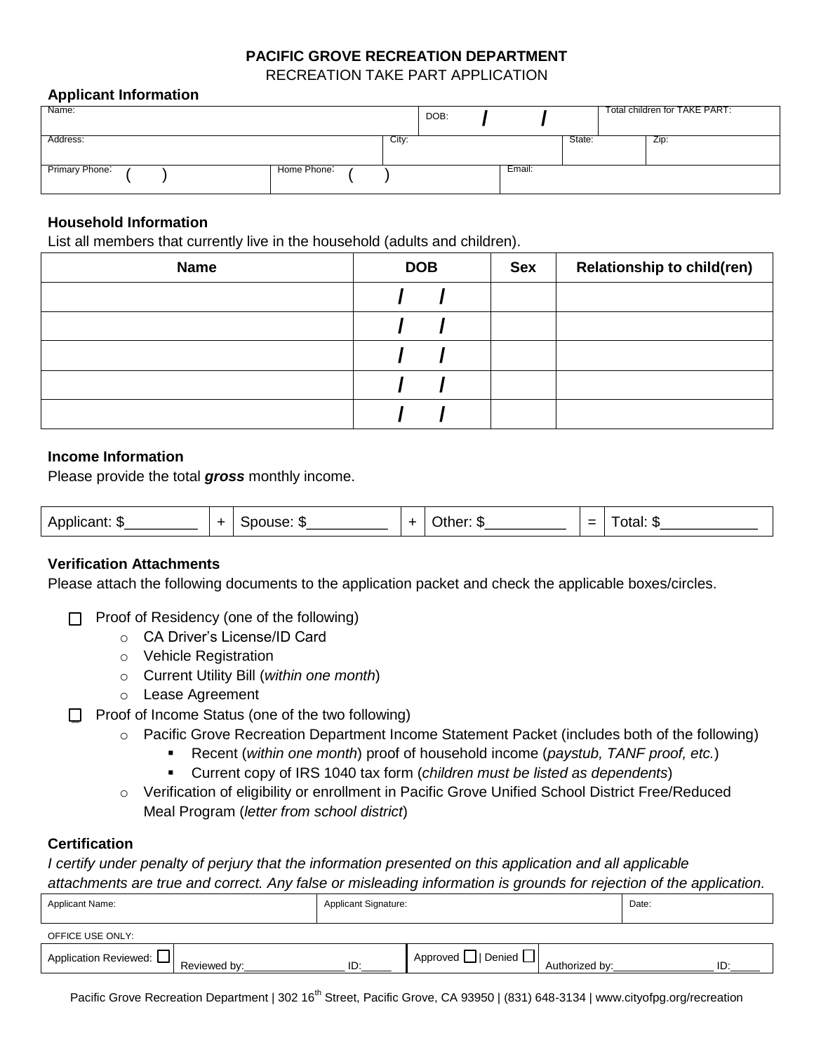**PACIFIC GROVE RECREATION DEPARTMENT**

RECREATION TAKE PART APPLICATION

### Applicant Information

| | | | | | |
|---|---|---|---|---|---|
| Name: | | DOB: / / | | Total children for TAKE PART: | |
| Address: | | City: | | State: | Zip: |
| Primary Phone: ( ) | Home Phone: ( ) | | Email: | | |

### Household Information

List all members that currently live in the household (adults and children).

| Name | DOB | Sex | Relationship to child(ren) |
|---|---|---|---|
| | / / | | |
| | / / | | |
| | / / | | |
| | / / | | |
| | / / | | |

### Income Information

Please provide the total ***gross*** monthly income.

| | | | | | | |
|---|---|---|---|---|---|---|
| Applicant: $_________ | + | Spouse: $__________ | + | Other: $__________ | = | Total: $____________ |

### Verification Attachments

Please attach the following documents to the application packet and check the applicable boxes/circles.

- ☐ Proof of Residency (one of the following)
  - CA Driver's License/ID Card
  - Vehicle Registration
  - Current Utility Bill (*within one month*)
  - Lease Agreement
- ☐ Proof of Income Status (one of the two following)
  - Pacific Grove Recreation Department Income Statement Packet (includes both of the following)
    - Recent (*within one month*) proof of household income (*paystub, TANF proof, etc.*)
    - Current copy of IRS 1040 tax form (*children must be listed as dependents*)
  - Verification of eligibility or enrollment in Pacific Grove Unified School District Free/Reduced Meal Program (*letter from school district*)

### Certification

*I certify under penalty of perjury that the information presented on this application and all applicable attachments are true and correct. Any false or misleading information is grounds for rejection of the application.*

| | | |
|---|---|---|
| Applicant Name: | Applicant Signature: | Date: |

OFFICE USE ONLY:

| | | | |
|---|---|---|---|
| Application Reviewed: ☐ | Reviewed by:________________ ID:_____ | Approved ☐ \| Denied ☐ | Authorized by:________________ ID:_____ |

Pacific Grove Recreation Department | 302 16th Street, Pacific Grove, CA 93950 | (831) 648-3134 | www.cityofpg.org/recreation